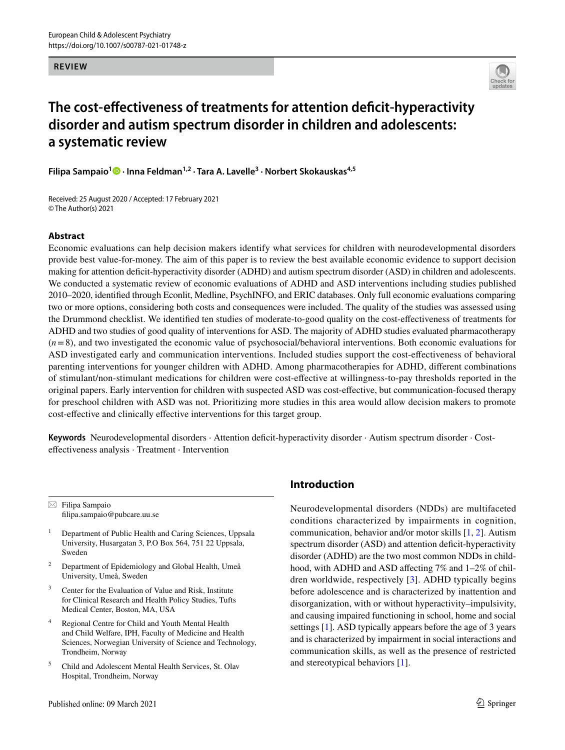European Child & Adolescent Psychiatry
https://doi.org/10.1007/s00787-021-01748-z

**REVIEW**

# The cost-effectiveness of treatments for attention deficit-hyperactivity disorder and autism spectrum disorder in children and adolescents: a systematic review

**Filipa Sampaio[1] · Inna Feldman[1,2] · Tara A. Lavelle[3] · Norbert Skokauskas[4,5]**

Received: 25 August 2020 / Accepted: 17 February 2021
© The Author(s) 2021

## Abstract

Economic evaluations can help decision makers identify what services for children with neurodevelopmental disorders provide best value-for-money. The aim of this paper is to review the best available economic evidence to support decision making for attention deficit-hyperactivity disorder (ADHD) and autism spectrum disorder (ASD) in children and adolescents. We conducted a systematic review of economic evaluations of ADHD and ASD interventions including studies published 2010–2020, identified through Econlit, Medline, PsychINFO, and ERIC databases. Only full economic evaluations comparing two or more options, considering both costs and consequences were included. The quality of the studies was assessed using the Drummond checklist. We identified ten studies of moderate-to-good quality on the cost-effectiveness of treatments for ADHD and two studies of good quality of interventions for ASD. The majority of ADHD studies evaluated pharmacotherapy ($n = 8$), and two investigated the economic value of psychosocial/behavioral interventions. Both economic evaluations for ASD investigated early and communication interventions. Included studies support the cost-effectiveness of behavioral parenting interventions for younger children with ADHD. Among pharmacotherapies for ADHD, different combinations of stimulant/non-stimulant medications for children were cost-effective at willingness-to-pay thresholds reported in the original papers. Early intervention for children with suspected ASD was cost-effective, but communication-focused therapy for preschool children with ASD was not. Prioritizing more studies in this area would allow decision makers to promote cost-effective and clinically effective interventions for this target group.

**Keywords** Neurodevelopmental disorders · Attention deficit-hyperactivity disorder · Autism spectrum disorder · Cost-effectiveness analysis · Treatment · Intervention

✉ Filipa Sampaio
filipa.sampaio@pubcare.uu.se

1. Department of Public Health and Caring Sciences, Uppsala University, Husargatan 3, P.O Box 564, 751 22 Uppsala, Sweden
2. Department of Epidemiology and Global Health, Umeå University, Umeå, Sweden
3. Center for the Evaluation of Value and Risk, Institute for Clinical Research and Health Policy Studies, Tufts Medical Center, Boston, MA, USA
4. Regional Centre for Child and Youth Mental Health and Child Welfare, IPH, Faculty of Medicine and Health Sciences, Norwegian University of Science and Technology, Trondheim, Norway
5. Child and Adolescent Mental Health Services, St. Olav Hospital, Trondheim, Norway

## Introduction

Neurodevelopmental disorders (NDDs) are multifaceted conditions characterized by impairments in cognition, communication, behavior and/or motor skills [1, 2]. Autism spectrum disorder (ASD) and attention deficit-hyperactivity disorder (ADHD) are the two most common NDDs in childhood, with ADHD and ASD affecting 7% and 1–2% of children worldwide, respectively [3]. ADHD typically begins before adolescence and is characterized by inattention and disorganization, with or without hyperactivity–impulsivity, and causing impaired functioning in school, home and social settings [1]. ASD typically appears before the age of 3 years and is characterized by impairment in social interactions and communication skills, as well as the presence of restricted and stereotypical behaviors [1].

Published online: 09 March 2021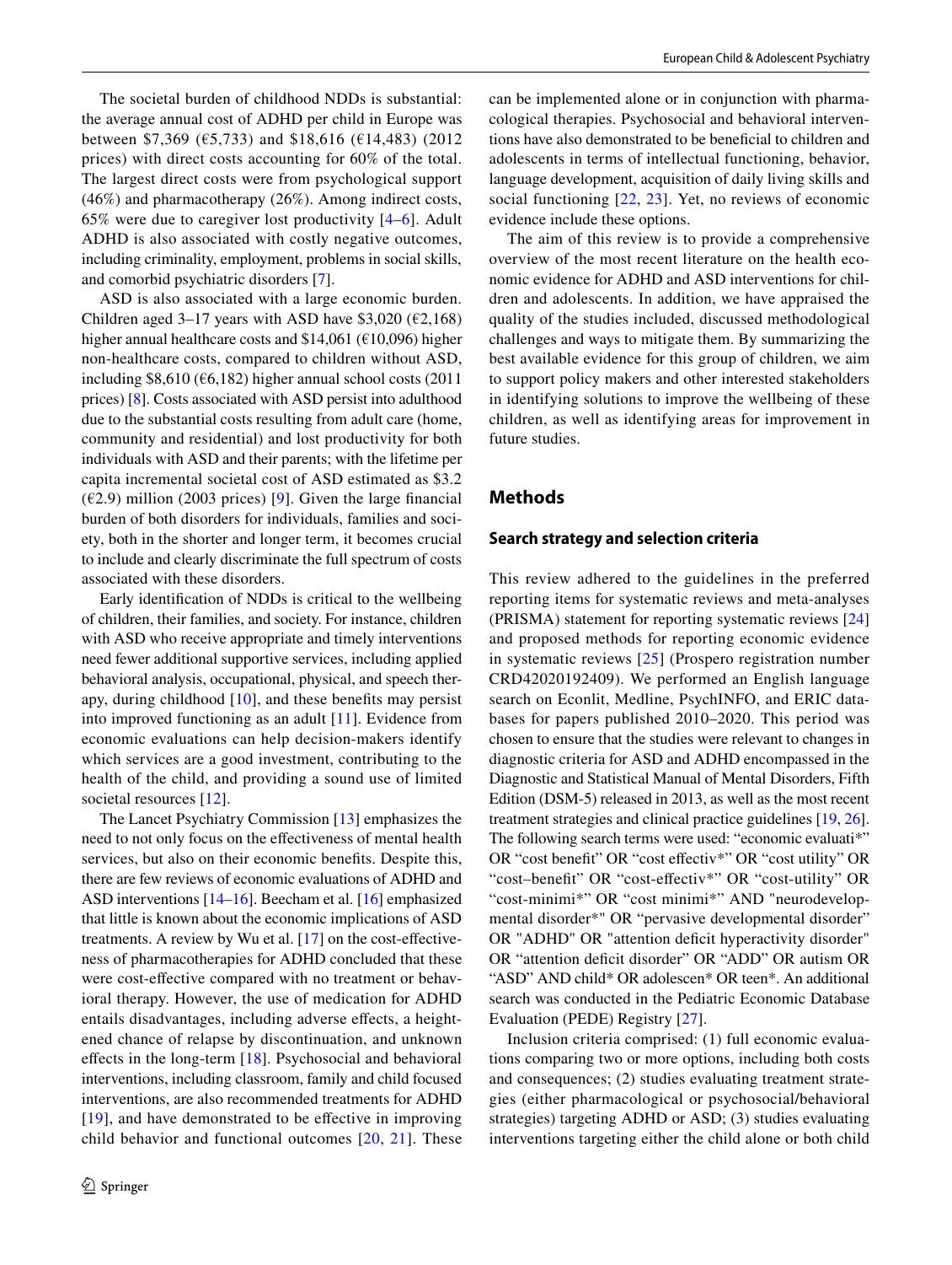The societal burden of childhood NDDs is substantial: the average annual cost of ADHD per child in Europe was between $7,369 (€5,733) and $18,616 (€14,483) (2012 prices) with direct costs accounting for 60% of the total. The largest direct costs were from psychological support (46%) and pharmacotherapy (26%). Among indirect costs, 65% were due to caregiver lost productivity [4–6]. Adult ADHD is also associated with costly negative outcomes, including criminality, employment, problems in social skills, and comorbid psychiatric disorders [7].

ASD is also associated with a large economic burden. Children aged 3–17 years with ASD have $3,020 (€2,168) higher annual healthcare costs and $14,061 (€10,096) higher non-healthcare costs, compared to children without ASD, including $8,610 (€6,182) higher annual school costs (2011 prices) [8]. Costs associated with ASD persist into adulthood due to the substantial costs resulting from adult care (home, community and residential) and lost productivity for both individuals with ASD and their parents; with the lifetime per capita incremental societal cost of ASD estimated as $3.2 (€2.9) million (2003 prices) [9]. Given the large financial burden of both disorders for individuals, families and society, both in the shorter and longer term, it becomes crucial to include and clearly discriminate the full spectrum of costs associated with these disorders.

Early identification of NDDs is critical to the wellbeing of children, their families, and society. For instance, children with ASD who receive appropriate and timely interventions need fewer additional supportive services, including applied behavioral analysis, occupational, physical, and speech therapy, during childhood [10], and these benefits may persist into improved functioning as an adult [11]. Evidence from economic evaluations can help decision-makers identify which services are a good investment, contributing to the health of the child, and providing a sound use of limited societal resources [12].

The Lancet Psychiatry Commission [13] emphasizes the need to not only focus on the effectiveness of mental health services, but also on their economic benefits. Despite this, there are few reviews of economic evaluations of ADHD and ASD interventions [14–16]. Beecham et al. [16] emphasized that little is known about the economic implications of ASD treatments. A review by Wu et al. [17] on the cost-effectiveness of pharmacotherapies for ADHD concluded that these were cost-effective compared with no treatment or behavioral therapy. However, the use of medication for ADHD entails disadvantages, including adverse effects, a heightened chance of relapse by discontinuation, and unknown effects in the long-term [18]. Psychosocial and behavioral interventions, including classroom, family and child focused interventions, are also recommended treatments for ADHD [19], and have demonstrated to be effective in improving child behavior and functional outcomes [20, 21]. These can be implemented alone or in conjunction with pharmacological therapies. Psychosocial and behavioral interventions have also demonstrated to be beneficial to children and adolescents in terms of intellectual functioning, behavior, language development, acquisition of daily living skills and social functioning [22, 23]. Yet, no reviews of economic evidence include these options.

The aim of this review is to provide a comprehensive overview of the most recent literature on the health economic evidence for ADHD and ASD interventions for children and adolescents. In addition, we have appraised the quality of the studies included, discussed methodological challenges and ways to mitigate them. By summarizing the best available evidence for this group of children, we aim to support policy makers and other interested stakeholders in identifying solutions to improve the wellbeing of these children, as well as identifying areas for improvement in future studies.

## Methods

### Search strategy and selection criteria

This review adhered to the guidelines in the preferred reporting items for systematic reviews and meta-analyses (PRISMA) statement for reporting systematic reviews [24] and proposed methods for reporting economic evidence in systematic reviews [25] (Prospero registration number CRD42020192409). We performed an English language search on Econlit, Medline, PsychINFO, and ERIC databases for papers published 2010–2020. This period was chosen to ensure that the studies were relevant to changes in diagnostic criteria for ASD and ADHD encompassed in the Diagnostic and Statistical Manual of Mental Disorders, Fifth Edition (DSM-5) released in 2013, as well as the most recent treatment strategies and clinical practice guidelines [19, 26]. The following search terms were used: "economic evaluati*" OR "cost benefit" OR "cost effectiv*" OR "cost utility" OR "cost–benefit" OR "cost-effectiv*" OR "cost-utility" OR "cost-minimi*" OR "cost minimi*" AND "neurodevelopmental disorder*" OR "pervasive developmental disorder" OR "ADHD" OR "attention deficit hyperactivity disorder" OR "attention deficit disorder" OR "ADD" OR autism OR "ASD" AND child* OR adolescen* OR teen*. An additional search was conducted in the Pediatric Economic Database Evaluation (PEDE) Registry [27].

Inclusion criteria comprised: (1) full economic evaluations comparing two or more options, including both costs and consequences; (2) studies evaluating treatment strategies (either pharmacological or psychosocial/behavioral strategies) targeting ADHD or ASD; (3) studies evaluating interventions targeting either the child alone or both child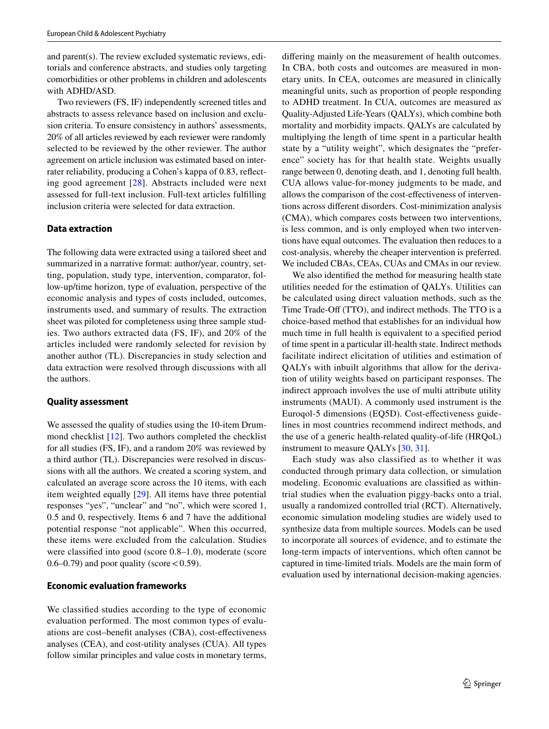and parent(s). The review excluded systematic reviews, editorials and conference abstracts, and studies only targeting comorbidities or other problems in children and adolescents with ADHD/ASD.

Two reviewers (FS, IF) independently screened titles and abstracts to assess relevance based on inclusion and exclusion criteria. To ensure consistency in authors' assessments, 20% of all articles reviewed by each reviewer were randomly selected to be reviewed by the other reviewer. The author agreement on article inclusion was estimated based on inter-rater reliability, producing a Cohen's kappa of 0.83, reflecting good agreement [28]. Abstracts included were next assessed for full-text inclusion. Full-text articles fulfilling inclusion criteria were selected for data extraction.

### Data extraction

The following data were extracted using a tailored sheet and summarized in a narrative format: author/year, country, setting, population, study type, intervention, comparator, follow-up/time horizon, type of evaluation, perspective of the economic analysis and types of costs included, outcomes, instruments used, and summary of results. The extraction sheet was piloted for completeness using three sample studies. Two authors extracted data (FS, IF), and 20% of the articles included were randomly selected for revision by another author (TL). Discrepancies in study selection and data extraction were resolved through discussions with all the authors.

### Quality assessment

We assessed the quality of studies using the 10-item Drummond checklist [12]. Two authors completed the checklist for all studies (FS, IF), and a random 20% was reviewed by a third author (TL). Discrepancies were resolved in discussions with all the authors. We created a scoring system, and calculated an average score across the 10 items, with each item weighted equally [29]. All items have three potential responses "yes", "unclear" and "no", which were scored 1, 0.5 and 0, respectively. Items 6 and 7 have the additional potential response "not applicable". When this occurred, these items were excluded from the calculation. Studies were classified into good (score 0.8–1.0), moderate (score 0.6–0.79) and poor quality (score < 0.59).

### Economic evaluation frameworks

We classified studies according to the type of economic evaluation performed. The most common types of evaluations are cost–benefit analyses (CBA), cost-effectiveness analyses (CEA), and cost-utility analyses (CUA). All types follow similar principles and value costs in monetary terms, differing mainly on the measurement of health outcomes. In CBA, both costs and outcomes are measured in monetary units. In CEA, outcomes are measured in clinically meaningful units, such as proportion of people responding to ADHD treatment. In CUA, outcomes are measured as Quality-Adjusted Life-Years (QALYs), which combine both mortality and morbidity impacts. QALYs are calculated by multiplying the length of time spent in a particular health state by a "utility weight", which designates the "preference" society has for that health state. Weights usually range between 0, denoting death, and 1, denoting full health. CUA allows value-for-money judgments to be made, and allows the comparison of the cost-effectiveness of interventions across different disorders. Cost-minimization analysis (CMA), which compares costs between two interventions, is less common, and is only employed when two interventions have equal outcomes. The evaluation then reduces to a cost-analysis, whereby the cheaper intervention is preferred. We included CBAs, CEAs, CUAs and CMAs in our review.

We also identified the method for measuring health state utilities needed for the estimation of QALYs. Utilities can be calculated using direct valuation methods, such as the Time Trade-Off (TTO), and indirect methods. The TTO is a choice-based method that establishes for an individual how much time in full health is equivalent to a specified period of time spent in a particular ill-health state. Indirect methods facilitate indirect elicitation of utilities and estimation of QALYs with inbuilt algorithms that allow for the derivation of utility weights based on participant responses. The indirect approach involves the use of multi attribute utility instruments (MAUI). A commonly used instrument is the Euroqol-5 dimensions (EQ5D). Cost-effectiveness guidelines in most countries recommend indirect methods, and the use of a generic health-related quality-of-life (HRQoL) instrument to measure QALYs [30, 31].

Each study was also classified as to whether it was conducted through primary data collection, or simulation modeling. Economic evaluations are classified as within-trial studies when the evaluation piggy-backs onto a trial, usually a randomized controlled trial (RCT). Alternatively, economic simulation modeling studies are widely used to synthesize data from multiple sources. Models can be used to incorporate all sources of evidence, and to estimate the long-term impacts of interventions, which often cannot be captured in time-limited trials. Models are the main form of evaluation used by international decision-making agencies.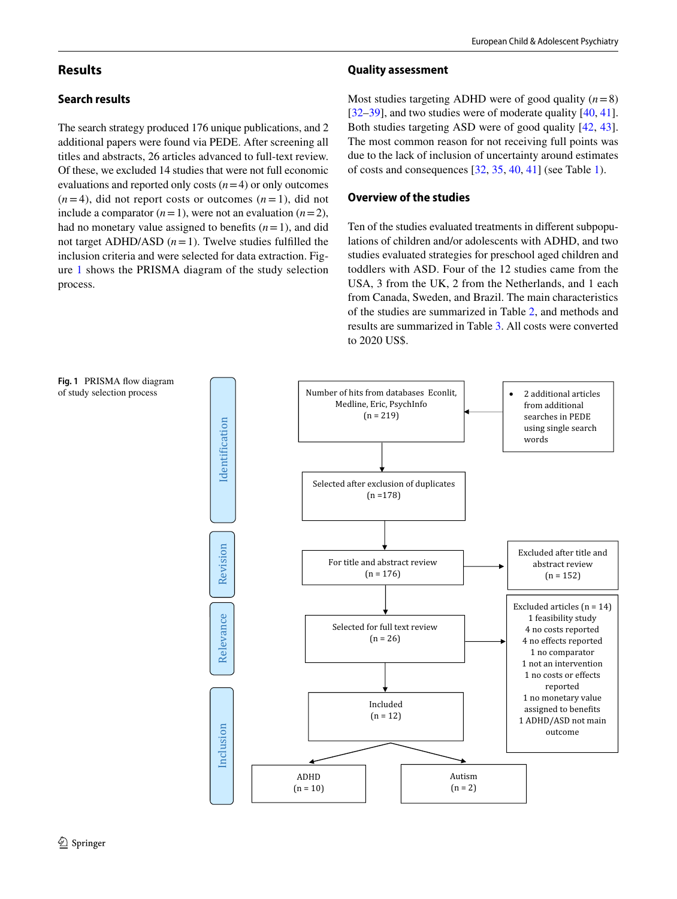## Results

### Search results

The search strategy produced 176 unique publications, and 2 additional papers were found via PEDE. After screening all titles and abstracts, 26 articles advanced to full-text review. Of these, we excluded 14 studies that were not full economic evaluations and reported only costs ($n=4$) or only outcomes ($n=4$), did not report costs or outcomes ($n=1$), did not include a comparator ($n=1$), were not an evaluation ($n=2$), had no monetary value assigned to benefits ($n=1$), and did not target ADHD/ASD ($n=1$). Twelve studies fulfilled the inclusion criteria and were selected for data extraction. Figure 1 shows the PRISMA diagram of the study selection process.

### Quality assessment

Most studies targeting ADHD were of good quality ($n=8$) [32–39], and two studies were of moderate quality [40, 41]. Both studies targeting ASD were of good quality [42, 43]. The most common reason for not receiving full points was due to the lack of inclusion of uncertainty around estimates of costs and consequences [32, 35, 40, 41] (see Table 1).

### Overview of the studies

Ten of the studies evaluated treatments in different subpopulations of children and/or adolescents with ADHD, and two studies evaluated strategies for preschool aged children and toddlers with ASD. Four of the 12 studies came from the USA, 3 from the UK, 2 from the Netherlands, and 1 each from Canada, Sweden, and Brazil. The main characteristics of the studies are summarized in Table 2, and methods and results are summarized in Table 3. All costs were converted to 2020 US$.

**Identification**

- Number of hits from databases Econlit, Medline, Eric, PsychInfo (n = 219)
- 2 additional articles from additional searches in PEDE using single search words
- Selected after exclusion of duplicates (n = 178)

**Revision**

- For title and abstract review (n = 176)
- Excluded after title and abstract review (n = 152)

**Relevance**

- Selected for full text review (n = 26)
- Excluded articles (n = 14)
  - 1 feasibility study
  - 4 no costs reported
  - 4 no effects reported
  - 1 no comparator
  - 1 not an intervention
  - 1 no costs or effects reported
  - 1 no monetary value assigned to benefits
  - 1 ADHD/ASD not main outcome

**Inclusion**

- Included (n = 12)
  - ADHD (n = 10)
  - Autism (n = 2)

**Fig. 1** PRISMA flow diagram of study selection process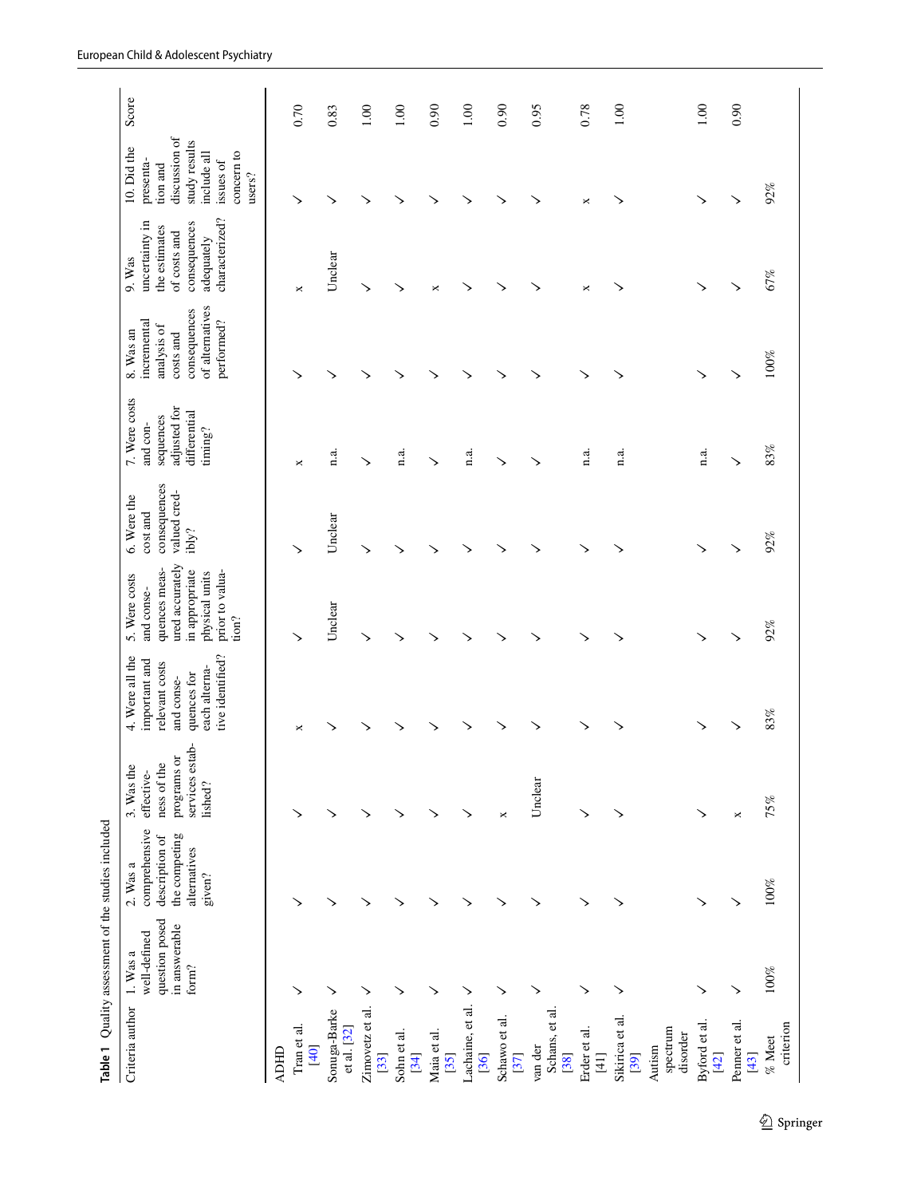**Table 1** Quality assessment of the studies included

| Criteria author | 1. Was a well-defined question posed in answerable form? | 2. Was a comprehensive description of the competing alternatives given? | 3. Was the effectiveness of the programs or services established? | 4. Were all the important and relevant costs and consequences for each alternative identified? | 5. Were costs and consequences measured accurately in appropriate physical units prior to valuation? | 6. Were the cost and consequences valued credibly? | 7. Were costs and consequences adjusted for differential timing? | 8. Was an incremental analysis of costs and consequences of alternatives performed? | 9. Was uncertainty in the estimates of costs and consequences adequately characterized? | 10. Did the presentation and discussion of study results include all issues of concern to users? | Score |
|---|---|---|---|---|---|---|---|---|---|---|---|
| ADHD | | | | | | | | | | | |
| Tran et al. [40] | ✓ | ✓ | ✓ | × | ✓ | ✓ | × | ✓ | × | ✓ | 0.70 |
| Sonuga-Barke et al. [32] | ✓ | ✓ | ✓ | ✓ | Unclear | Unclear | n.a. | ✓ | Unclear | ✓ | 0.83 |
| Zimovetz et al. [33] | ✓ | ✓ | ✓ | ✓ | ✓ | ✓ | ✓ | ✓ | ✓ | ✓ | 1.00 |
| Sohn et al. [34] | ✓ | ✓ | ✓ | ✓ | ✓ | ✓ | n.a. | ✓ | ✓ | ✓ | 1.00 |
| Maia et al. [35] | ✓ | ✓ | ✓ | ✓ | ✓ | ✓ | ✓ | ✓ | × | ✓ | 0.90 |
| Lachaine, et al. [36] | ✓ | ✓ | ✓ | ✓ | ✓ | ✓ | n.a. | ✓ | ✓ | ✓ | 1.00 |
| Schawo et al. [37] | ✓ | ✓ | × | ✓ | ✓ | ✓ | ✓ | ✓ | ✓ | ✓ | 0.90 |
| van der Schans, et al. [38] | ✓ | ✓ | Unclear | ✓ | ✓ | ✓ | ✓ | ✓ | ✓ | ✓ | 0.95 |
| Erder et al. [41] | ✓ | ✓ | ✓ | ✓ | ✓ | ✓ | n.a. | ✓ | × | × | 0.78 |
| Sikirica et al. [39] | ✓ | ✓ | ✓ | ✓ | ✓ | ✓ | n.a. | ✓ | ✓ | ✓ | 1.00 |
| Autism spectrum disorder | | | | | | | | | | | |
| Byford et al. [42] | ✓ | ✓ | ✓ | ✓ | ✓ | ✓ | n.a. | ✓ | ✓ | ✓ | 1.00 |
| Penner et al. [43] | ✓ | ✓ | × | ✓ | ✓ | ✓ | ✓ | ✓ | ✓ | ✓ | 0.90 |
| % Meet criterion | 100% | 100% | 75% | 83% | 92% | 92% | 83% | 100% | 67% | 92% | |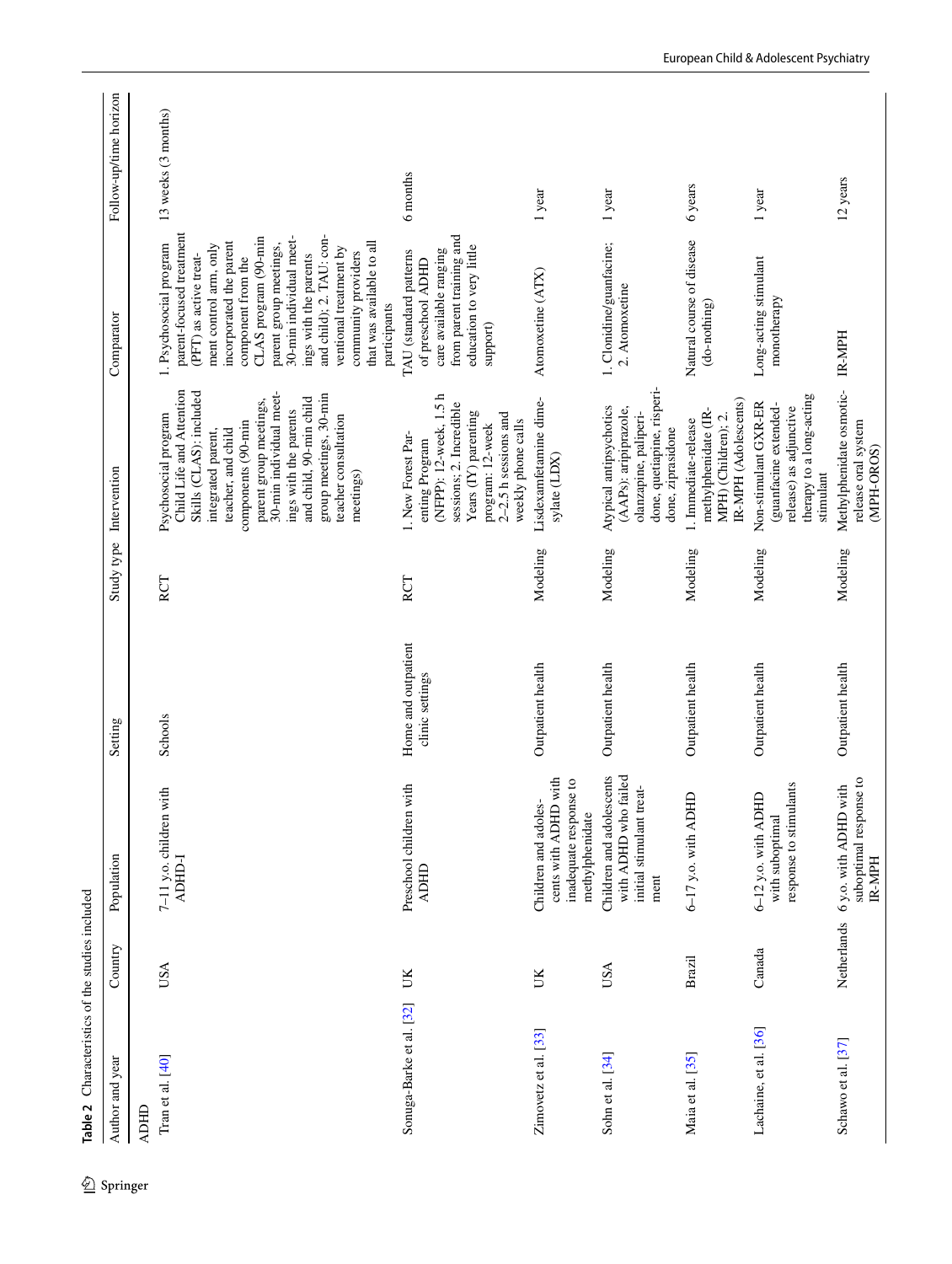**Table 2** Characteristics of the studies included

| Author and year | Country | Population | Setting | Study type | Intervention | Comparator | Follow-up/time horizon |
|---|---|---|---|---|---|---|---|
| ADHD | | | | | | | |
| Tran et al. [40] | USA | 7–11 y.o. children with ADHD-I | Schools | RCT | Psychosocial program Child Life and Attention Skills (CLAS): included integrated parent, teacher, and child components (90-min parent group meetings, 30-min individual meetings with the parents and child, 90-min child group meetings, 30-min teacher consultation meetings) | 1. Psychosocial program parent-focused treatment (PFT) as active treatment control arm, only incorporated the parent component from the CLAS program (90-min parent group meetings, 30-min individual meetings with the parents and child); 2. TAU: conventional treatment by community providers that was available to all participants | 13 weeks (3 months) |
| Sonuga-Barke et al. [32] | UK | Preschool children with ADHD | Home and outpatient clinic settings | RCT | 1. New Forest Parenting Program (NFPP): 12-week, 1.5 h sessions; 2. Incredible Years (IY) parenting program: 12-week 2–2.5 h sessions and weekly phone calls | TAU (standard patterns of preschool ADHD care available ranging from parent training and education to very little support) | 6 months |
| Zimovetz et al. [33] | UK | Children and adolescents with ADHD with inadequate response to methylphenidate | Outpatient health | Modeling | Lisdexamfetamine dimesylate (LDX) | Atomoxetine (ATX) | 1 year |
| Sohn et al. [34] | USA | Children and adolescents with ADHD who failed initial stimulant treatment | Outpatient health | Modeling | Atypical antipsychotics (AAPs): aripiprazole, olanzapine, paliperidone, quetiapine, risperidone, ziprasidone | 1. Clonidine/guanfacine; 2. Atomoxetine | 1 year |
| Maia et al. [35] | Brazil | 6–17 y.o. with ADHD | Outpatient health | Modeling | 1. Immediate-release methylphenidate (IR-MPH) (Children); 2. IR-MPH (Adolescents) | Natural course of disease (do-nothing) | 6 years |
| Lachaine, et al. [36] | Canada | 6–12 y.o. with ADHD with suboptimal response to stimulants | Outpatient health | Modeling | Non-stimulant GXR-ER (guanfacine extended-release) as adjunctive therapy to a long-acting stimulant | Long-acting stimulant monotherapy | 1 year |
| Schawo et al. [37] | Netherlands | 6 y.o. with ADHD with suboptimal response to IR-MPH | Outpatient health | Modeling | Methylphenidate osmotic-release oral system (MPH-OROS) | IR-MPH | 12 years |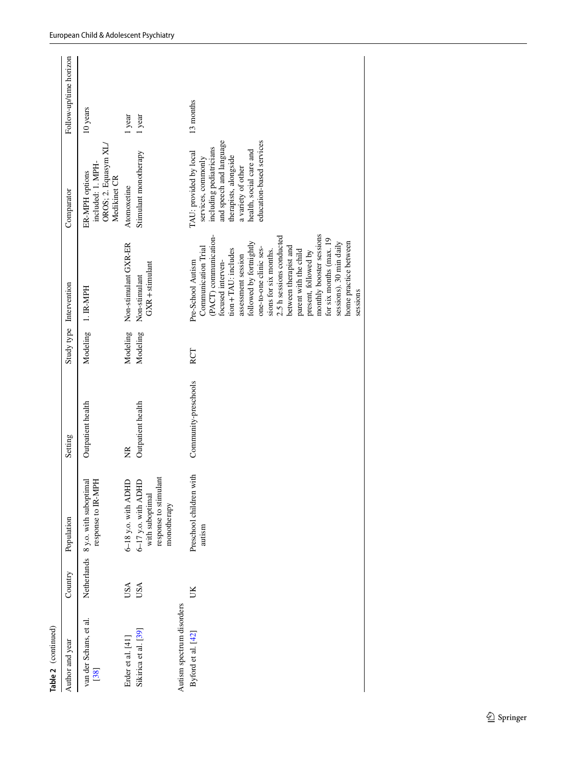**Table 2** (continued)

| Author and year | Country | Population | Setting | Study type | Intervention | Comparator | Follow-up/time horizon |
|---|---|---|---|---|---|---|---|
| van der Schans, et al. [38] | Netherlands | 8 y.o. with suboptimal response to IR-MPH | Outpatient health | Modeling | 1. IR-MPH | ER-MPH options included: 1. MPH-OROS; 2. Equasym XL/Medikinet CR | 10 years |
| Erder et al. [41] | USA | 6–18 y.o. with ADHD | NR | Modeling | Non-stimulant GXR-ER | Atomoxetine | 1 year |
| Sikirica et al. [39] | USA | 6–17 y.o. with ADHD with suboptimal response to stimulant monotherapy | Outpatient health | Modeling | Non-stimulant GXR + stimulant | Stimulant monotherapy | 1 year |
| Autism spectrum disorders | | | | | | | |
| Byford et al. [42] | UK | Preschool children with autism | Community-preschools | RCT | Pre-School Autism Communication Trial (PACT) communication-focused intervention + TAU: includes assessment session followed by fortnightly one-to-one clinic sessions for six months. 2.5 h sessions conducted between therapist and parent with the child present, followed by monthly booster sessions for six months (max. 19 sessions). 30 min daily home practice between sessions | TAU: provided by local services, commonly including pediatricians and speech and language therapists, alongside a variety of other health, social care and education-based services | 13 months |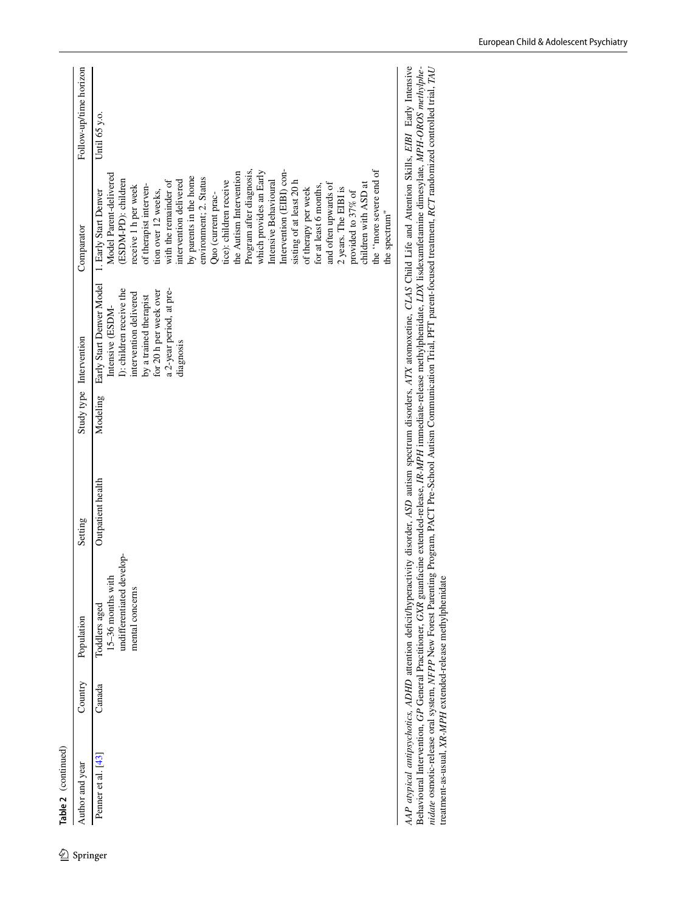**Table 2** (continued)

| Author and year | Country | Population | Setting | Study type | Intervention | Comparator | Follow-up/time horizon |
|---|---|---|---|---|---|---|---|
| Penner et al. [43] | Canada | Toddlers aged 15–36 months with undifferentiated developmental concerns | Outpatient health | Modeling | Early Start Denver Model Intensive (ESDM-I): children receive the intervention delivered by a trained therapist for 20 h per week over a 2-year period, at pre-diagnosis | 1. Early Start Denver Model Parent-delivered (ESDM-PD): children receive 1 h per week of therapist intervention over 12 weeks, with the remainder of intervention delivered by parents in the home environment; 2. Status Quo (current practice): children receive the Autism Intervention Program after diagnosis, which provides an Early Intensive Behavioural Intervention (EIBI) consisting of at least 20 h of therapy per week for at least 6 months, and often upwards of 2 years. The EIBI is provided to 37% of children with ASD at the "more severe end of the spectrum" | Until 65 y.o. |

*AAP* atypical antipsychotics, *ADHD* attention deficit/hyperactivity disorder, *ASD* autism spectrum disorders, *ATX* atomoxetine, *CLAS* Child Life and Attention Skills, *EIBI* Early Intensive Behavioural Intervention, *GP* General Practitioner, *GXR* guanfacine extended-release, *IR-MPH* immediate-release methylphenidate, *LDX* lisdexamfetamine dimesylate, *MPH-OROS methylphenidate* osmotic-release oral system, *NFPP* New Forest Parenting Program, PACT Pre-School Autism Communication Trial, PFT parent-focused treatment, *RCT* randomized controlled trial, *TAU* treatment-as-usual, *XR-MPH* extended-release methylphenidate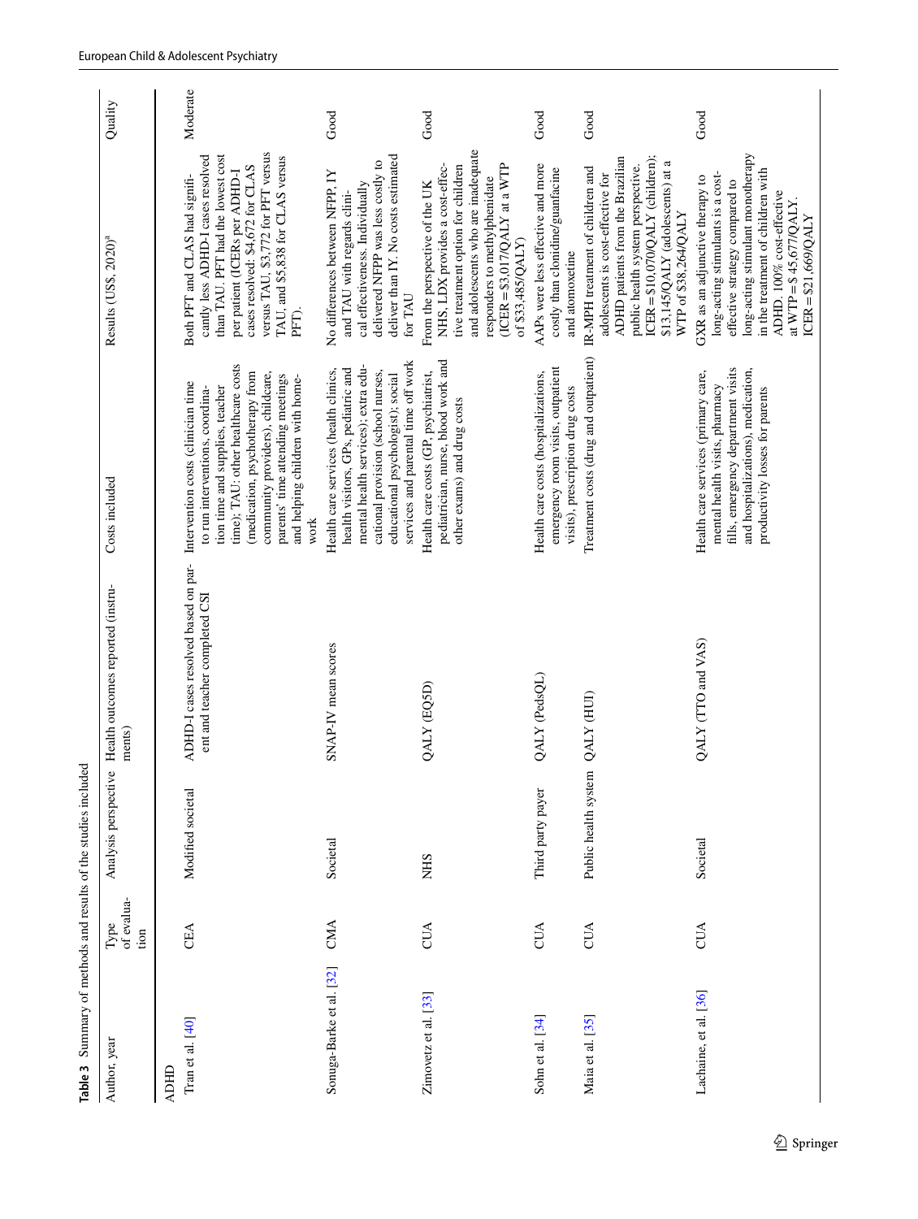**Table 3** Summary of methods and results of the studies included

| Author, year | Type of evaluation | Analysis perspective | Health outcomes reported (instruments) | Costs included | Results (US$, 2020)[a] | Quality |
|---|---|---|---|---|---|---|
| ADHD | | | | | | |
| Tran et al. [40] | CEA | Modified societal | ADHD-I cases resolved based on parent and teacher completed CSI | Intervention costs (clinician time to run interventions, coordination time and supplies, teacher time); TAU: other healthcare costs (medication, psychotherapy from community providers), childcare, parents' time attending meetings and helping children with homework | Both PFT and CLAS had significantly less ADHD-I cases resolved than TAU. PFT had the lowest cost per patient (ICERs per ADHD-I cases resolved: $4,672 for CLAS versus TAU, $3,772 for PFT versus TAU, and $5,838 for CLAS versus PFT). | Moderate |
| Sonuga-Barke et al. [32] | CMA | Societal | SNAP-IV mean scores | Health care services (health clinics, health visitors, GPs, pediatric and mental health services); extra educational provision (school nurses, educational psychologist); social services and parental time off work | No differences between NFPP, IY and TAU with regards clinical effectiveness. Individually delivered NFPP was less costly to deliver than IY. No costs estimated for TAU | Good |
| Zimovetz et al. [33] | CUA | NHS | QALY (EQ5D) | Health care costs (GP, psychiatrist, pediatrician, nurse, blood work and other exams) and drug costs | From the perspective of the UK NHS, LDX provides a cost-effective treatment option for children and adolescents who are inadequate responders to methylphenidate (ICER = $3,017/QALY at a WTP of $33,485/QALY) | Good |
| Sohn et al. [34] | CUA | Third party payer | QALY (PedsQL) | Health care costs (hospitalizations, emergency room visits, outpatient visits), prescription drug costs | AAPs were less effective and more costly than clonidine/guanfacine and atomoxetine | Good |
| Maia et al. [35] | CUA | Public health system | QALY (HUI) | Treatment costs (drug and outpatient) | IR-MPH treatment of children and adolescents is cost-effective for ADHD patients from the Brazilian public health system perspective. ICER = $10,070/QALY (children); $13,145/QALY (adolescents) at a WTP of $38,264/QALY | Good |
| Lachaine, et al. [36] | CUA | Societal | QALY (TTO and VAS) | Health care services (primary care, mental health visits, pharmacy fills, emergency department visits and hospitalizations), medication, productivity losses for parents | GXR as an adjunctive therapy to long-acting stimulants is a cost-effective strategy compared to long-acting stimulant monotherapy in the treatment of children with ADHD. 100% cost-effective at WTP = $ 45,677/QALY. ICER = $21,669/QALY | Good |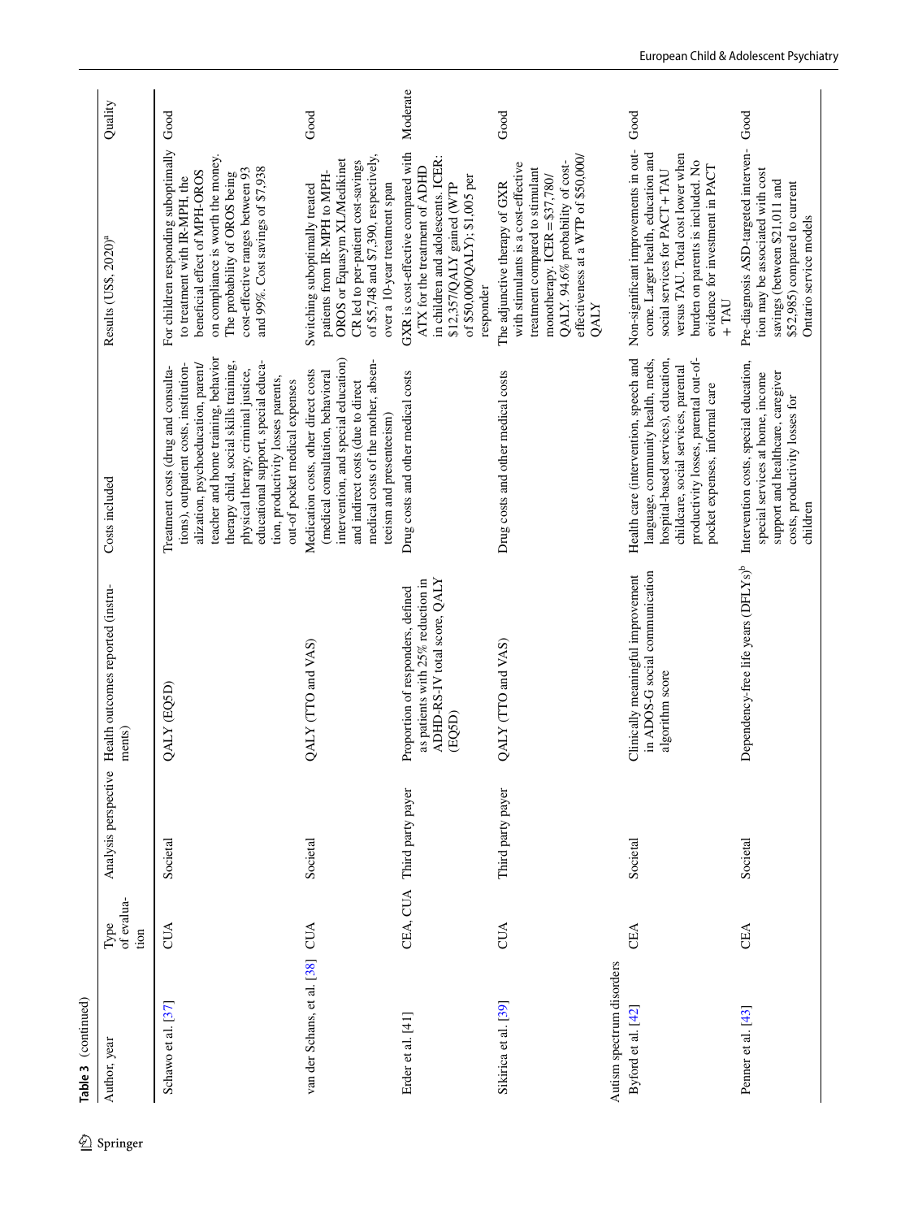**Table 3** (continued)

| Author, year | Type of evaluation | Analysis perspective | Health outcomes reported (instruments) | Costs included | Results (US$, 2020)[a] | Quality |
|---|---|---|---|---|---|---|
| Schawo et al. [37] | CUA | Societal | QALY (EQ5D) | Treatment costs (drug and consultations), outpatient costs, institutionalization, psychoeducation, parent/teacher and home training, behavior therapy child, social skills training, physical therapy, criminal justice, educational support, special education, productivity losses parents, out-of pocket medical expenses | For children responding suboptimally to treatment with IR-MPH, the beneficial effect of MPH-OROS on compliance is worth the money. The probability of OROS being cost-effective ranges between 93 and 99%. Cost savings of $7,938 | Good |
| van der Schans, et al. [38] | CUA | Societal | QALY (TTO and VAS) | Medication costs, other direct costs (medical consultation, behavioral intervention, and special education) and indirect costs (due to direct medical costs of the mother, absenteeism and presenteeism) | Switching suboptimally treated patients from IR-MPH to MPH-OROS or Equasym XL/Medikinet CR led to per-patient cost-savings of $5,748 and $7,390, respectively, over a 10-year treatment span | Good |
| Erder et al. [41] | CEA, CUA | Third party payer | Proportion of responders, defined as patients with 25% reduction in ADHD-RS-IV total score, QALY (EQ5D) | Drug costs and other medical costs | GXR is cost-effective compared with ATX for the treatment of ADHD in children and adolescents. ICER: $12,357/QALY gained (WTP of $50,000/QALY); $1,005 per responder | Moderate |
| Sikirica et al. [39] | CUA | Third party payer | QALY (TTO and VAS) | Drug costs and other medical costs | The adjunctive therapy of GXR with stimulants is a cost-effective treatment compared to stimulant monotherapy. ICER = $37,780/QALY. 94.6% probability of cost-effectiveness at a WTP of $50,000/QALY | Good |
| *Autism spectrum disorders* | | | | | | |
| Byford et al. [42] | CEA | Societal | Clinically meaningful improvement in ADOS-G social communication algorithm score | Health care (intervention, speech and language, community health, meds, hospital-based services), education, childcare, social services, parental productivity losses, parental out-of-pocket expenses, informal care | Non-significant improvements in outcome. Larger health, education and social services for PACT + TAU versus TAU. Total cost lower when burden on parents is included. No evidence for investment in PACT + TAU | Good |
| Penner et al. [43] | CEA | Societal | Dependency-free life years (DFLYs)[b] | Intervention costs, special education, special services at home, income support and healthcare, caregiver costs, productivity losses for children | Pre-diagnosis ASD-targeted intervention may be associated with cost savings (between $21,011 and $52,985) compared to current Ontario service models | Good |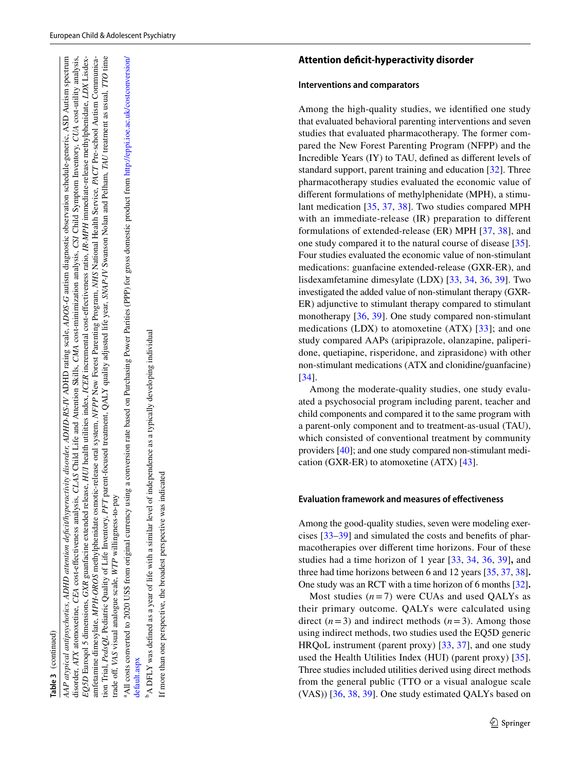**Table 3** (continued)

*AAP* atypical antipsychotics, *ADHD attention deficit/hyperactivity disorder*, *ADHD-RS-IV* ADHD rating scale, *ADOS-G* autism diagnostic observation schedule-generic, ASD Autism spectrum disorder, *ATX* atomoxetine, *CEA* cost-effectiveness analysis, *CLAS* Child Life and Attention Skills, *CMA* cost-minimization analysis, *CSI* Child Symptom Inventory, *CUA* cost-utility analysis, *EQ5D* Euroqol 5 dimensions, *GXR* guanfacine extended release, *HUI* health utilities index, *ICER* incremental cost-effectiveness ratio, *IR-MPH* immediate-release methylphenidate, *LDX* Lisdexamfetamine dimesylate, *MPH-OROS* methylphenidate osmotic-release oral system, *NFPP* New Forest Parenting Program, *NHS* National Health Service, *PACT* Pre-school Autism Communication Trial, *PedsQL* Pediatric Quality of Life Inventory, *PFT* parent-focused treatment, QALY quality adjusted life year, *SNAP-IV* Swanson Nolan and Pelham, *TAU* treatment as usual, *TTO* time trade off, *VAS* visual analogue scale, *WTP* willingness-to-pay

[a] All costs converted to 2020 US$ from original currency using a conversion rate based on Purchasing Power Parities (PPP) for gross domestic product from http://eppi.ioe.ac.uk/costconversion/default.aspx

[b] A DFLY was defined as a year of life with a similar level of independence as a typically developing individual

If more than one perspective, the broadest perspective was indicated

## Attention deficit-hyperactivity disorder

### Interventions and comparators

Among the high-quality studies, we identified one study that evaluated behavioral parenting interventions and seven studies that evaluated pharmacotherapy. The former compared the New Forest Parenting Program (NFPP) and the Incredible Years (IY) to TAU, defined as different levels of standard support, parent training and education [32]. Three pharmacotherapy studies evaluated the economic value of different formulations of methylphenidate (MPH), a stimulant medication [35, 37, 38]. Two studies compared MPH with an immediate-release (IR) preparation to different formulations of extended-release (ER) MPH [37, 38], and one study compared it to the natural course of disease [35]. Four studies evaluated the economic value of non-stimulant medications: guanfacine extended-release (GXR-ER), and lisdexamfetamine dimesylate (LDX) [33, 34, 36, 39]. Two investigated the added value of non-stimulant therapy (GXR-ER) adjunctive to stimulant therapy compared to stimulant monotherapy [36, 39]. One study compared non-stimulant medications (LDX) to atomoxetine (ATX) [33]; and one study compared AAPs (aripiprazole, olanzapine, paliperidone, quetiapine, risperidone, and ziprasidone) with other non-stimulant medications (ATX and clonidine/guanfacine) [34].

Among the moderate-quality studies, one study evaluated a psychosocial program including parent, teacher and child components and compared it to the same program with a parent-only component and to treatment-as-usual (TAU), which consisted of conventional treatment by community providers [40]; and one study compared non-stimulant medication (GXR-ER) to atomoxetine (ATX) [43].

### Evaluation framework and measures of effectiveness

Among the good-quality studies, seven were modeling exercises [33–39] and simulated the costs and benefits of pharmacotherapies over different time horizons. Four of these studies had a time horizon of 1 year [33, 34, 36, 39], and three had time horizons between 6 and 12 years [35, 37, 38]. One study was an RCT with a time horizon of 6 months [32].

Most studies ($n=7$) were CUAs and used QALYs as their primary outcome. QALYs were calculated using direct ($n=3$) and indirect methods ($n=3$). Among those using indirect methods, two studies used the EQ5D generic HRQoL instrument (parent proxy) [33, 37], and one study used the Health Utilities Index (HUI) (parent proxy) [35]. Three studies included utilities derived using direct methods from the general public (TTO or a visual analogue scale (VAS)) [36, 38, 39]. One study estimated QALYs based on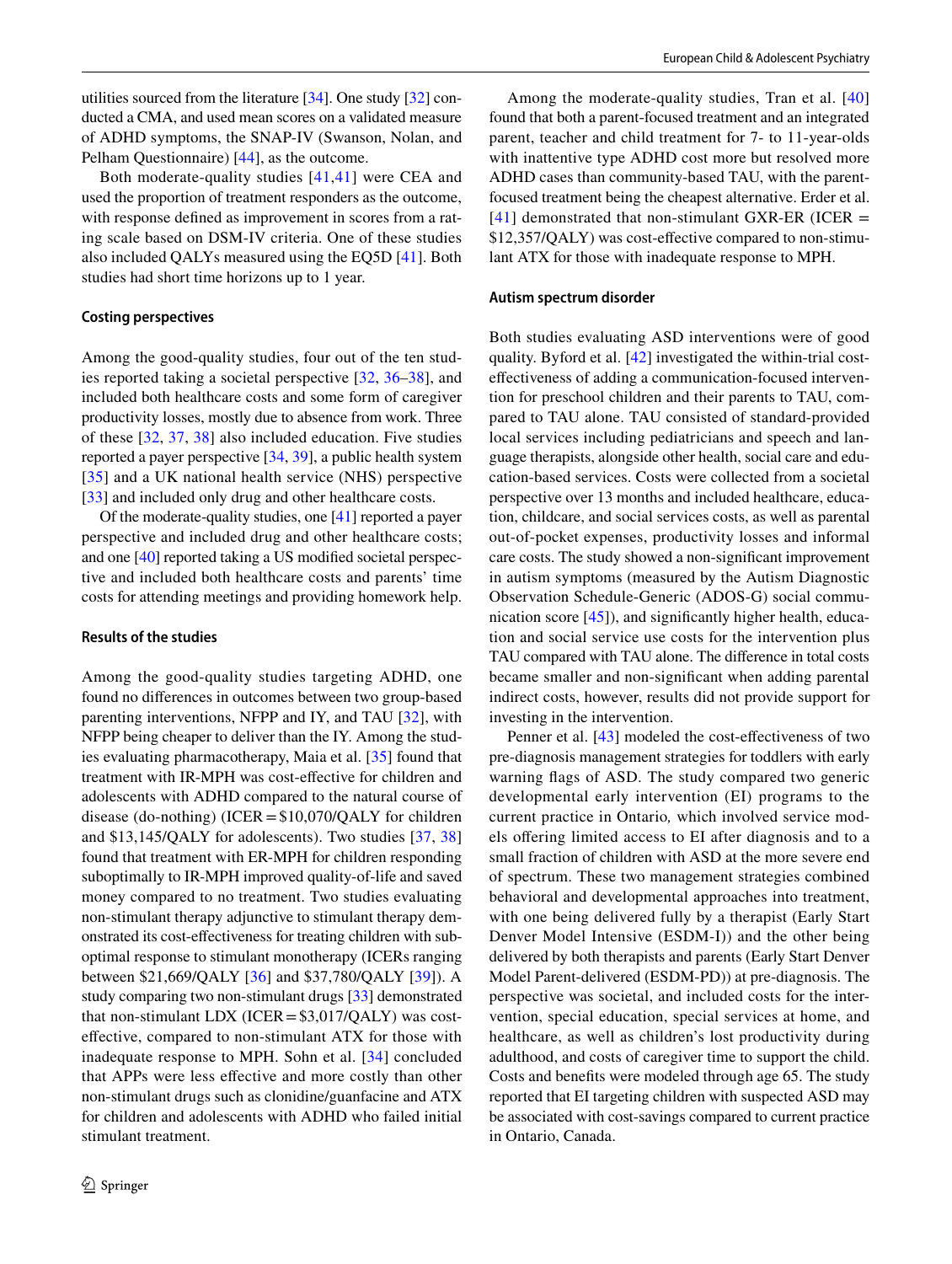utilities sourced from the literature [34]. One study [32] conducted a CMA, and used mean scores on a validated measure of ADHD symptoms, the SNAP-IV (Swanson, Nolan, and Pelham Questionnaire) [44], as the outcome.

Both moderate-quality studies [41,41] were CEA and used the proportion of treatment responders as the outcome, with response defined as improvement in scores from a rating scale based on DSM-IV criteria. One of these studies also included QALYs measured using the EQ5D [41]. Both studies had short time horizons up to 1 year.

### Costing perspectives

Among the good-quality studies, four out of the ten studies reported taking a societal perspective [32, 36–38], and included both healthcare costs and some form of caregiver productivity losses, mostly due to absence from work. Three of these [32, 37, 38] also included education. Five studies reported a payer perspective [34, 39], a public health system [35] and a UK national health service (NHS) perspective [33] and included only drug and other healthcare costs.

Of the moderate-quality studies, one [41] reported a payer perspective and included drug and other healthcare costs; and one [40] reported taking a US modified societal perspective and included both healthcare costs and parents' time costs for attending meetings and providing homework help.

### Results of the studies

Among the good-quality studies targeting ADHD, one found no differences in outcomes between two group-based parenting interventions, NFPP and IY, and TAU [32], with NFPP being cheaper to deliver than the IY. Among the studies evaluating pharmacotherapy, Maia et al. [35] found that treatment with IR-MPH was cost-effective for children and adolescents with ADHD compared to the natural course of disease (do-nothing) (ICER = $10,070/QALY for children and $13,145/QALY for adolescents). Two studies [37, 38] found that treatment with ER-MPH for children responding suboptimally to IR-MPH improved quality-of-life and saved money compared to no treatment. Two studies evaluating non-stimulant therapy adjunctive to stimulant therapy demonstrated its cost-effectiveness for treating children with suboptimal response to stimulant monotherapy (ICERs ranging between $21,669/QALY [36] and $37,780/QALY [39]). A study comparing two non-stimulant drugs [33] demonstrated that non-stimulant LDX (ICER = $3,017/QALY) was cost-effective, compared to non-stimulant ATX for those with inadequate response to MPH. Sohn et al. [34] concluded that APPs were less effective and more costly than other non-stimulant drugs such as clonidine/guanfacine and ATX for children and adolescents with ADHD who failed initial stimulant treatment.

Among the moderate-quality studies, Tran et al. [40] found that both a parent-focused treatment and an integrated parent, teacher and child treatment for 7- to 11-year-olds with inattentive type ADHD cost more but resolved more ADHD cases than community-based TAU, with the parent-focused treatment being the cheapest alternative. Erder et al. [41] demonstrated that non-stimulant GXR-ER (ICER = $12,357/QALY) was cost-effective compared to non-stimulant ATX for those with inadequate response to MPH.

### Autism spectrum disorder

Both studies evaluating ASD interventions were of good quality. Byford et al. [42] investigated the within-trial cost-effectiveness of adding a communication-focused intervention for preschool children and their parents to TAU, compared to TAU alone. TAU consisted of standard-provided local services including pediatricians and speech and language therapists, alongside other health, social care and education-based services. Costs were collected from a societal perspective over 13 months and included healthcare, education, childcare, and social services costs, as well as parental out-of-pocket expenses, productivity losses and informal care costs. The study showed a non-significant improvement in autism symptoms (measured by the Autism Diagnostic Observation Schedule-Generic (ADOS-G) social communication score [45]), and significantly higher health, education and social service use costs for the intervention plus TAU compared with TAU alone. The difference in total costs became smaller and non-significant when adding parental indirect costs, however, results did not provide support for investing in the intervention.

Penner et al. [43] modeled the cost-effectiveness of two pre-diagnosis management strategies for toddlers with early warning flags of ASD. The study compared two generic developmental early intervention (EI) programs to the current practice in Ontario*,* which involved service models offering limited access to EI after diagnosis and to a small fraction of children with ASD at the more severe end of spectrum. These two management strategies combined behavioral and developmental approaches into treatment, with one being delivered fully by a therapist (Early Start Denver Model Intensive (ESDM-I)) and the other being delivered by both therapists and parents (Early Start Denver Model Parent-delivered (ESDM-PD)) at pre-diagnosis. The perspective was societal, and included costs for the intervention, special education, special services at home, and healthcare, as well as children's lost productivity during adulthood, and costs of caregiver time to support the child. Costs and benefits were modeled through age 65. The study reported that EI targeting children with suspected ASD may be associated with cost-savings compared to current practice in Ontario, Canada.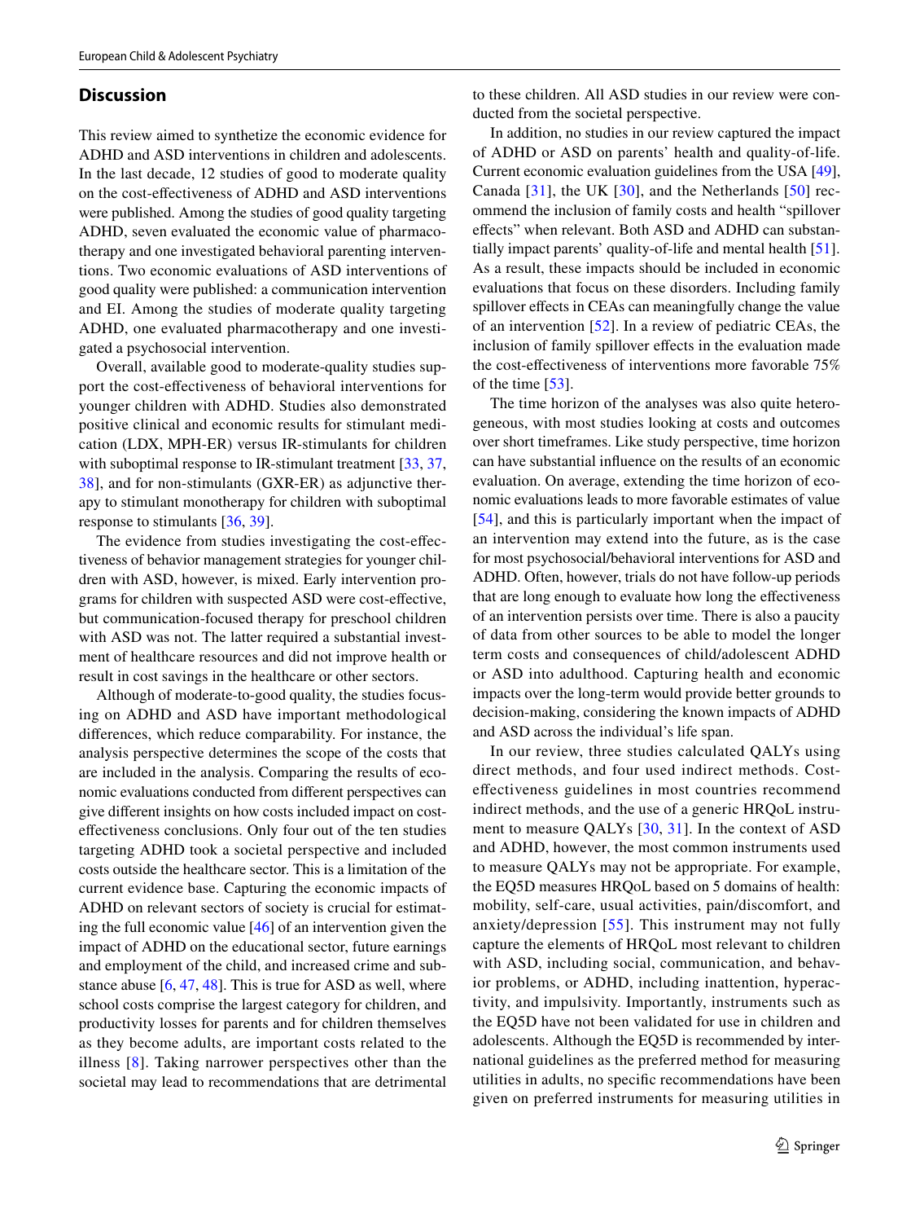## Discussion

This review aimed to synthetize the economic evidence for ADHD and ASD interventions in children and adolescents. In the last decade, 12 studies of good to moderate quality on the cost-effectiveness of ADHD and ASD interventions were published. Among the studies of good quality targeting ADHD, seven evaluated the economic value of pharmacotherapy and one investigated behavioral parenting interventions. Two economic evaluations of ASD interventions of good quality were published: a communication intervention and EI. Among the studies of moderate quality targeting ADHD, one evaluated pharmacotherapy and one investigated a psychosocial intervention.

Overall, available good to moderate-quality studies support the cost-effectiveness of behavioral interventions for younger children with ADHD. Studies also demonstrated positive clinical and economic results for stimulant medication (LDX, MPH-ER) versus IR-stimulants for children with suboptimal response to IR-stimulant treatment [33, 37, 38], and for non-stimulants (GXR-ER) as adjunctive therapy to stimulant monotherapy for children with suboptimal response to stimulants [36, 39].

The evidence from studies investigating the cost-effectiveness of behavior management strategies for younger children with ASD, however, is mixed. Early intervention programs for children with suspected ASD were cost-effective, but communication-focused therapy for preschool children with ASD was not. The latter required a substantial investment of healthcare resources and did not improve health or result in cost savings in the healthcare or other sectors.

Although of moderate-to-good quality, the studies focusing on ADHD and ASD have important methodological differences, which reduce comparability. For instance, the analysis perspective determines the scope of the costs that are included in the analysis. Comparing the results of economic evaluations conducted from different perspectives can give different insights on how costs included impact on cost-effectiveness conclusions. Only four out of the ten studies targeting ADHD took a societal perspective and included costs outside the healthcare sector. This is a limitation of the current evidence base. Capturing the economic impacts of ADHD on relevant sectors of society is crucial for estimating the full economic value [46] of an intervention given the impact of ADHD on the educational sector, future earnings and employment of the child, and increased crime and substance abuse [6, 47, 48]. This is true for ASD as well, where school costs comprise the largest category for children, and productivity losses for parents and for children themselves as they become adults, are important costs related to the illness [8]. Taking narrower perspectives other than the societal may lead to recommendations that are detrimental to these children. All ASD studies in our review were conducted from the societal perspective.

In addition, no studies in our review captured the impact of ADHD or ASD on parents' health and quality-of-life. Current economic evaluation guidelines from the USA [49], Canada [31], the UK [30], and the Netherlands [50] recommend the inclusion of family costs and health "spillover effects" when relevant. Both ASD and ADHD can substantially impact parents' quality-of-life and mental health [51]. As a result, these impacts should be included in economic evaluations that focus on these disorders. Including family spillover effects in CEAs can meaningfully change the value of an intervention [52]. In a review of pediatric CEAs, the inclusion of family spillover effects in the evaluation made the cost-effectiveness of interventions more favorable 75% of the time [53].

The time horizon of the analyses was also quite heterogeneous, with most studies looking at costs and outcomes over short timeframes. Like study perspective, time horizon can have substantial influence on the results of an economic evaluation. On average, extending the time horizon of economic evaluations leads to more favorable estimates of value [54], and this is particularly important when the impact of an intervention may extend into the future, as is the case for most psychosocial/behavioral interventions for ASD and ADHD. Often, however, trials do not have follow-up periods that are long enough to evaluate how long the effectiveness of an intervention persists over time. There is also a paucity of data from other sources to be able to model the longer term costs and consequences of child/adolescent ADHD or ASD into adulthood. Capturing health and economic impacts over the long-term would provide better grounds to decision-making, considering the known impacts of ADHD and ASD across the individual's life span.

In our review, three studies calculated QALYs using direct methods, and four used indirect methods. Cost-effectiveness guidelines in most countries recommend indirect methods, and the use of a generic HRQoL instrument to measure QALYs [30, 31]. In the context of ASD and ADHD, however, the most common instruments used to measure QALYs may not be appropriate. For example, the EQ5D measures HRQoL based on 5 domains of health: mobility, self-care, usual activities, pain/discomfort, and anxiety/depression [55]. This instrument may not fully capture the elements of HRQoL most relevant to children with ASD, including social, communication, and behavior problems, or ADHD, including inattention, hyperactivity, and impulsivity. Importantly, instruments such as the EQ5D have not been validated for use in children and adolescents. Although the EQ5D is recommended by international guidelines as the preferred method for measuring utilities in adults, no specific recommendations have been given on preferred instruments for measuring utilities in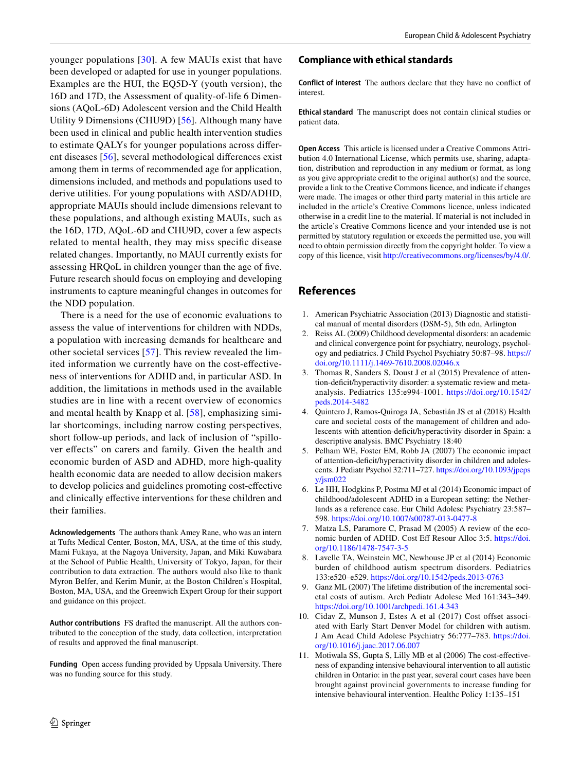younger populations [30]. A few MAUIs exist that have been developed or adapted for use in younger populations. Examples are the HUI, the EQ5D-Y (youth version), the 16D and 17D, the Assessment of quality-of-life 6 Dimensions (AQoL-6D) Adolescent version and the Child Health Utility 9 Dimensions (CHU9D) [56]. Although many have been used in clinical and public health intervention studies to estimate QALYs for younger populations across different diseases [56], several methodological differences exist among them in terms of recommended age for application, dimensions included, and methods and populations used to derive utilities. For young populations with ASD/ADHD, appropriate MAUIs should include dimensions relevant to these populations, and although existing MAUIs, such as the 16D, 17D, AQoL-6D and CHU9D, cover a few aspects related to mental health, they may miss specific disease related changes. Importantly, no MAUI currently exists for assessing HRQoL in children younger than the age of five. Future research should focus on employing and developing instruments to capture meaningful changes in outcomes for the NDD population.

There is a need for the use of economic evaluations to assess the value of interventions for children with NDDs, a population with increasing demands for healthcare and other societal services [57]. This review revealed the limited information we currently have on the cost-effectiveness of interventions for ADHD and, in particular ASD. In addition, the limitations in methods used in the available studies are in line with a recent overview of economics and mental health by Knapp et al. [58], emphasizing similar shortcomings, including narrow costing perspectives, short follow-up periods, and lack of inclusion of "spillover effects" on carers and family. Given the health and economic burden of ASD and ADHD, more high-quality health economic data are needed to allow decision makers to develop policies and guidelines promoting cost-effective and clinically effective interventions for these children and their families.

**Acknowledgements** The authors thank Amey Rane, who was an intern at Tufts Medical Center, Boston, MA, USA, at the time of this study, Mami Fukaya, at the Nagoya University, Japan, and Miki Kuwabara at the School of Public Health, University of Tokyo, Japan, for their contribution to data extraction. The authors would also like to thank Myron Belfer, and Kerim Munir, at the Boston Children's Hospital, Boston, MA, USA, and the Greenwich Expert Group for their support and guidance on this project.

**Author contributions** FS drafted the manuscript. All the authors contributed to the conception of the study, data collection, interpretation of results and approved the final manuscript.

**Funding** Open access funding provided by Uppsala University. There was no funding source for this study.

## Compliance with ethical standards

**Conflict of interest** The authors declare that they have no conflict of interest.

**Ethical standard** The manuscript does not contain clinical studies or patient data.

**Open Access** This article is licensed under a Creative Commons Attribution 4.0 International License, which permits use, sharing, adaptation, distribution and reproduction in any medium or format, as long as you give appropriate credit to the original author(s) and the source, provide a link to the Creative Commons licence, and indicate if changes were made. The images or other third party material in this article are included in the article's Creative Commons licence, unless indicated otherwise in a credit line to the material. If material is not included in the article's Creative Commons licence and your intended use is not permitted by statutory regulation or exceeds the permitted use, you will need to obtain permission directly from the copyright holder. To view a copy of this licence, visit http://creativecommons.org/licenses/by/4.0/.

## References

1. American Psychiatric Association (2013) Diagnostic and statistical manual of mental disorders (DSM-5), 5th edn, Arlington
2. Reiss AL (2009) Childhood developmental disorders: an academic and clinical convergence point for psychiatry, neurology, psychology and pediatrics. J Child Psychol Psychiatry 50:87–98. https://doi.org/10.1111/j.1469-7610.2008.02046.x
3. Thomas R, Sanders S, Doust J et al (2015) Prevalence of attention-deficit/hyperactivity disorder: a systematic review and meta-analysis. Pediatrics 135:e994-1001. https://doi.org/10.1542/peds.2014-3482
4. Quintero J, Ramos-Quiroga JA, Sebastián JS et al (2018) Health care and societal costs of the management of children and adolescents with attention-deficit/hyperactivity disorder in Spain: a descriptive analysis. BMC Psychiatry 18:40
5. Pelham WE, Foster EM, Robb JA (2007) The economic impact of attention-deficit/hyperactivity disorder in children and adolescents. J Pediatr Psychol 32:711–727. https://doi.org/10.1093/jpepsy/jsm022
6. Le HH, Hodgkins P, Postma MJ et al (2014) Economic impact of childhood/adolescent ADHD in a European setting: the Netherlands as a reference case. Eur Child Adolesc Psychiatry 23:587–598. https://doi.org/10.1007/s00787-013-0477-8
7. Matza LS, Paramore C, Prasad M (2005) A review of the economic burden of ADHD. Cost Eff Resour Alloc 3:5. https://doi.org/10.1186/1478-7547-3-5
8. Lavelle TA, Weinstein MC, Newhouse JP et al (2014) Economic burden of childhood autism spectrum disorders. Pediatrics 133:e520–e529. https://doi.org/10.1542/peds.2013-0763
9. Ganz ML (2007) The lifetime distribution of the incremental societal costs of autism. Arch Pediatr Adolesc Med 161:343–349. https://doi.org/10.1001/archpedi.161.4.343
10. Cidav Z, Munson J, Estes A et al (2017) Cost offset associated with Early Start Denver Model for children with autism. J Am Acad Child Adolesc Psychiatry 56:777–783. https://doi.org/10.1016/j.jaac.2017.06.007
11. Motiwala SS, Gupta S, Lilly MB et al (2006) The cost-effectiveness of expanding intensive behavioural intervention to all autistic children in Ontario: in the past year, several court cases have been brought against provincial governments to increase funding for intensive behavioural intervention. Healthc Policy 1:135–151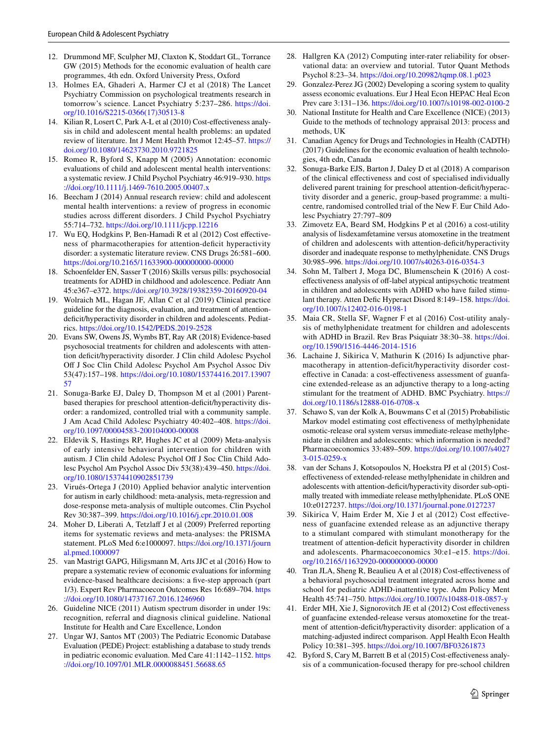12. Drummond MF, Sculpher MJ, Claxton K, Stoddart GL, Torrance GW (2015) Methods for the economic evaluation of health care programmes, 4th edn. Oxford University Press, Oxford
13. Holmes EA, Ghaderi A, Harmer CJ et al (2018) The Lancet Psychiatry Commission on psychological treatments research in tomorrow's science. Lancet Psychiatry 5:237–286. https://doi.org/10.1016/S2215-0366(17)30513-8
14. Kilian R, Losert C, Park A-L et al (2010) Cost-effectiveness analysis in child and adolescent mental health problems: an updated review of literature. Int J Ment Health Promot 12:45–57. https://doi.org/10.1080/14623730.2010.9721825
15. Romeo R, Byford S, Knapp M (2005) Annotation: economic evaluations of child and adolescent mental health interventions: a systematic review. J Child Psychol Psychiatry 46:919–930. https://doi.org/10.1111/j.1469-7610.2005.00407.x
16. Beecham J (2014) Annual research review: child and adolescent mental health interventions: a review of progress in economic studies across different disorders. J Child Psychol Psychiatry 55:714–732. https://doi.org/10.1111/jcpp.12216
17. Wu EQ, Hodgkins P, Ben-Hamadi R et al (2012) Cost effectiveness of pharmacotherapies for attention-deficit hyperactivity disorder: a systematic literature review. CNS Drugs 26:581–600. https://doi.org/10.2165/11633900-000000000-00000
18. Schoenfelder EN, Sasser T (2016) Skills versus pills: psychosocial treatments for ADHD in childhood and adolescence. Pediatr Ann 45:e367–e372. https://doi.org/10.3928/19382359-20160920-04
19. Wolraich ML, Hagan JF, Allan C et al (2019) Clinical practice guideline for the diagnosis, evaluation, and treatment of attention-deficit/hyperactivity disorder in children and adolescents. Pediatrics. https://doi.org/10.1542/PEDS.2019-2528
20. Evans SW, Owens JS, Wymbs BT, Ray AR (2018) Evidence-based psychosocial treatments for children and adolescents with attention deficit/hyperactivity disorder. J Clin child Adolesc Psychol Off J Soc Clin Child Adolesc Psychol Am Psychol Assoc Div 53(47):157–198. https://doi.org/10.1080/15374416.2017.1390757
21. Sonuga-Barke EJ, Daley D, Thompson M et al (2001) Parent-based therapies for preschool attention-deficit/hyperactivity disorder: a randomized, controlled trial with a community sample. J Am Acad Child Adolesc Psychiatry 40:402–408. https://doi.org/10.1097/00004583-200104000-00008
22. Eldevik S, Hastings RP, Hughes JC et al (2009) Meta-analysis of early intensive behavioral intervention for children with autism. J Clin child Adolesc Psychol Off J Soc Clin Child Adolesc Psychol Am Psychol Assoc Div 53(38):439–450. https://doi.org/10.1080/15374410902851739
23. Virués-Ortega J (2010) Applied behavior analytic intervention for autism in early childhood: meta-analysis, meta-regression and dose-response meta-analysis of multiple outcomes. Clin Psychol Rev 30:387–399. https://doi.org/10.1016/j.cpr.2010.01.008
24. Moher D, Liberati A, Tetzlaff J et al (2009) Preferred reporting items for systematic reviews and meta-analyses: the PRISMA statement. PLoS Med 6:e1000097. https://doi.org/10.1371/journal.pmed.1000097
25. van Mastrigt GAPG, Hiligsmann M, Arts JJC et al (2016) How to prepare a systematic review of economic evaluations for informing evidence-based healthcare decisions: a five-step approach (part 1/3). Expert Rev Pharmacoecon Outcomes Res 16:689–704. https://doi.org/10.1080/14737167.2016.1246960
26. Guideline NICE (2011) Autism spectrum disorder in under 19s: recognition, referral and diagnosis clinical guideline. National Institute for Health and Care Excellence, London
27. Ungar WJ, Santos MT (2003) The Pediatric Economic Database Evaluation (PEDE) Project: establishing a database to study trends in pediatric economic evaluation. Med Care 41:1142–1152. https://doi.org/10.1097/01.MLR.0000088451.56688.65
28. Hallgren KA (2012) Computing inter-rater reliability for observational data: an overview and tutorial. Tutor Quant Methods Psychol 8:23–34. https://doi.org/10.20982/tqmp.08.1.p023
29. Gonzalez-Perez JG (2002) Developing a scoring system to quality assess economic evaluations. Eur J Heal Econ HEPAC Heal Econ Prev care 3:131–136. https://doi.org/10.1007/s10198-002-0100-2
30. National Institute for Health and Care Excellence (NICE) (2013) Guide to the methods of technology appraisal 2013: process and methods, UK
31. Canadian Agency for Drugs and Technologies in Health (CADTH) (2017) Guidelines for the economic evaluation of health technologies, 4th edn, Canada
32. Sonuga-Barke EJS, Barton J, Daley D et al (2018) A comparison of the clinical effectiveness and cost of specialised individually delivered parent training for preschool attention-deficit/hyperactivity disorder and a generic, group-based programme: a multi-centre, randomised controlled trial of the New F. Eur Child Adolesc Psychiatry 27:797–809
33. Zimovetz EA, Beard SM, Hodgkins P et al (2016) a cost-utility analysis of lisdexamfetamine versus atomoxetine in the treatment of children and adolescents with attention-deficit/hyperactivity disorder and inadequate response to methylphenidate. CNS Drugs 30:985–996. https://doi.org/10.1007/s40263-016-0354-3
34. Sohn M, Talbert J, Moga DC, Blumenschein K (2016) A cost-effectiveness analysis of off-label atypical antipsychotic treatment in children and adolescents with ADHD who have failed stimulant therapy. Atten Defic Hyperact Disord 8:149–158. https://doi.org/10.1007/s12402-016-0198-1
35. Maia CR, Stella SF, Wagner F et al (2016) Cost-utility analysis of methylphenidate treatment for children and adolescents with ADHD in Brazil. Rev Bras Psiquiatr 38:30–38. https://doi.org/10.1590/1516-4446-2014-1516
36. Lachaine J, Sikirica V, Mathurin K (2016) Is adjunctive pharmacotherapy in attention-deficit/hyperactivity disorder cost-effective in Canada: a cost-effectiveness assessment of guanfacine extended-release as an adjunctive therapy to a long-acting stimulant for the treatment of ADHD. BMC Psychiatry. https://doi.org/10.1186/s12888-016-0708-x
37. Schawo S, van der Kolk A, Bouwmans C et al (2015) Probabilistic Markov model estimating cost effectiveness of methylphenidate osmotic-release oral system versus immediate-release methylphenidate in children and adolescents: which information is needed? Pharmacoeconomics 33:489–509. https://doi.org/10.1007/s40273-015-0259-x
38. van der Schans J, Kotsopoulos N, Hoekstra PJ et al (2015) Cost-effectiveness of extended-release methylphenidate in children and adolescents with attention-deficit/hyperactivity disorder sub-optimally treated with immediate release methylphenidate. PLoS ONE 10:e0127237. https://doi.org/10.1371/journal.pone.0127237
39. Sikirica V, Haim Erder M, Xie J et al (2012) Cost effectiveness of guanfacine extended release as an adjunctive therapy to a stimulant compared with stimulant monotherapy for the treatment of attention-deficit hyperactivity disorder in children and adolescents. Pharmacoeconomics 30:e1–e15. https://doi.org/10.2165/11632920-000000000-00000
40. Tran JLA, Sheng R, Beaulieu A et al (2018) Cost-effectiveness of a behavioral psychosocial treatment integrated across home and school for pediatric ADHD-inattentive type. Adm Policy Ment Health 45:741–750. https://doi.org/10.1007/s10488-018-0857-y
41. Erder MH, Xie J, Signorovitch JE et al (2012) Cost effectiveness of guanfacine extended-release versus atomoxetine for the treatment of attention-deficit/hyperactivity disorder: application of a matching-adjusted indirect comparison. Appl Health Econ Health Policy 10:381–395. https://doi.org/10.1007/BF03261873
42. Byford S, Cary M, Barrett B et al (2015) Cost-effectiveness analysis of a communication-focused therapy for pre-school children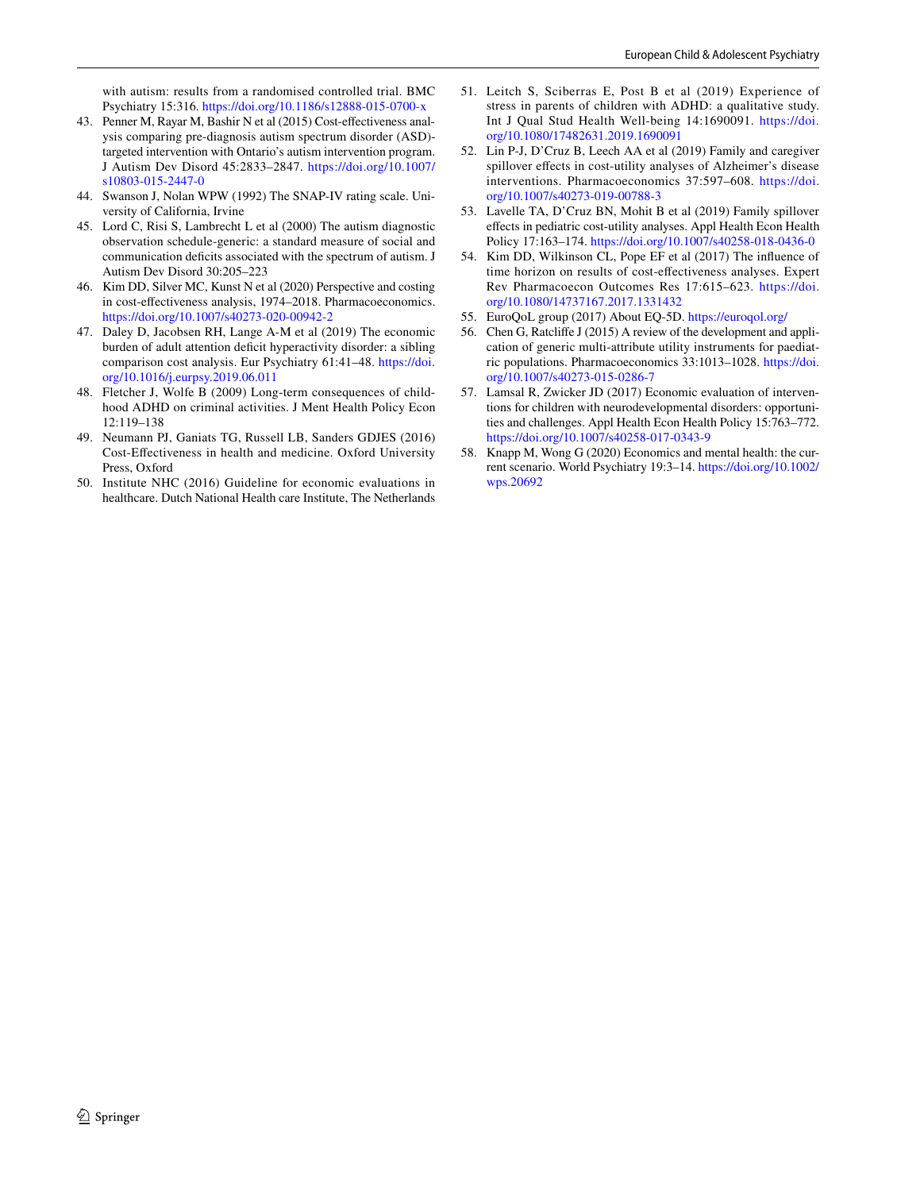with autism: results from a randomised controlled trial. BMC Psychiatry 15:316. https://doi.org/10.1186/s12888-015-0700-x

43. Penner M, Rayar M, Bashir N et al (2015) Cost-effectiveness analysis comparing pre-diagnosis autism spectrum disorder (ASD)-targeted intervention with Ontario's autism intervention program. J Autism Dev Disord 45:2833–2847. https://doi.org/10.1007/s10803-015-2447-0
44. Swanson J, Nolan WPW (1992) The SNAP-IV rating scale. University of California, Irvine
45. Lord C, Risi S, Lambrecht L et al (2000) The autism diagnostic observation schedule-generic: a standard measure of social and communication deficits associated with the spectrum of autism. J Autism Dev Disord 30:205–223
46. Kim DD, Silver MC, Kunst N et al (2020) Perspective and costing in cost-effectiveness analysis, 1974–2018. Pharmacoeconomics. https://doi.org/10.1007/s40273-020-00942-2
47. Daley D, Jacobsen RH, Lange A-M et al (2019) The economic burden of adult attention deficit hyperactivity disorder: a sibling comparison cost analysis. Eur Psychiatry 61:41–48. https://doi.org/10.1016/j.eurpsy.2019.06.011
48. Fletcher J, Wolfe B (2009) Long-term consequences of childhood ADHD on criminal activities. J Ment Health Policy Econ 12:119–138
49. Neumann PJ, Ganiats TG, Russell LB, Sanders GDJES (2016) Cost-Effectiveness in health and medicine. Oxford University Press, Oxford
50. Institute NHC (2016) Guideline for economic evaluations in healthcare. Dutch National Health care Institute, The Netherlands
51. Leitch S, Sciberras E, Post B et al (2019) Experience of stress in parents of children with ADHD: a qualitative study. Int J Qual Stud Health Well-being 14:1690091. https://doi.org/10.1080/17482631.2019.1690091
52. Lin P-J, D'Cruz B, Leech AA et al (2019) Family and caregiver spillover effects in cost-utility analyses of Alzheimer's disease interventions. Pharmacoeconomics 37:597–608. https://doi.org/10.1007/s40273-019-00788-3
53. Lavelle TA, D'Cruz BN, Mohit B et al (2019) Family spillover effects in pediatric cost-utility analyses. Appl Health Econ Health Policy 17:163–174. https://doi.org/10.1007/s40258-018-0436-0
54. Kim DD, Wilkinson CL, Pope EF et al (2017) The influence of time horizon on results of cost-effectiveness analyses. Expert Rev Pharmacoecon Outcomes Res 17:615–623. https://doi.org/10.1080/14737167.2017.1331432
55. EuroQoL group (2017) About EQ-5D. https://euroqol.org/
56. Chen G, Ratcliffe J (2015) A review of the development and application of generic multi-attribute utility instruments for paediatric populations. Pharmacoeconomics 33:1013–1028. https://doi.org/10.1007/s40273-015-0286-7
57. Lamsal R, Zwicker JD (2017) Economic evaluation of interventions for children with neurodevelopmental disorders: opportunities and challenges. Appl Health Econ Health Policy 15:763–772. https://doi.org/10.1007/s40258-017-0343-9
58. Knapp M, Wong G (2020) Economics and mental health: the current scenario. World Psychiatry 19:3–14. https://doi.org/10.1002/wps.20692